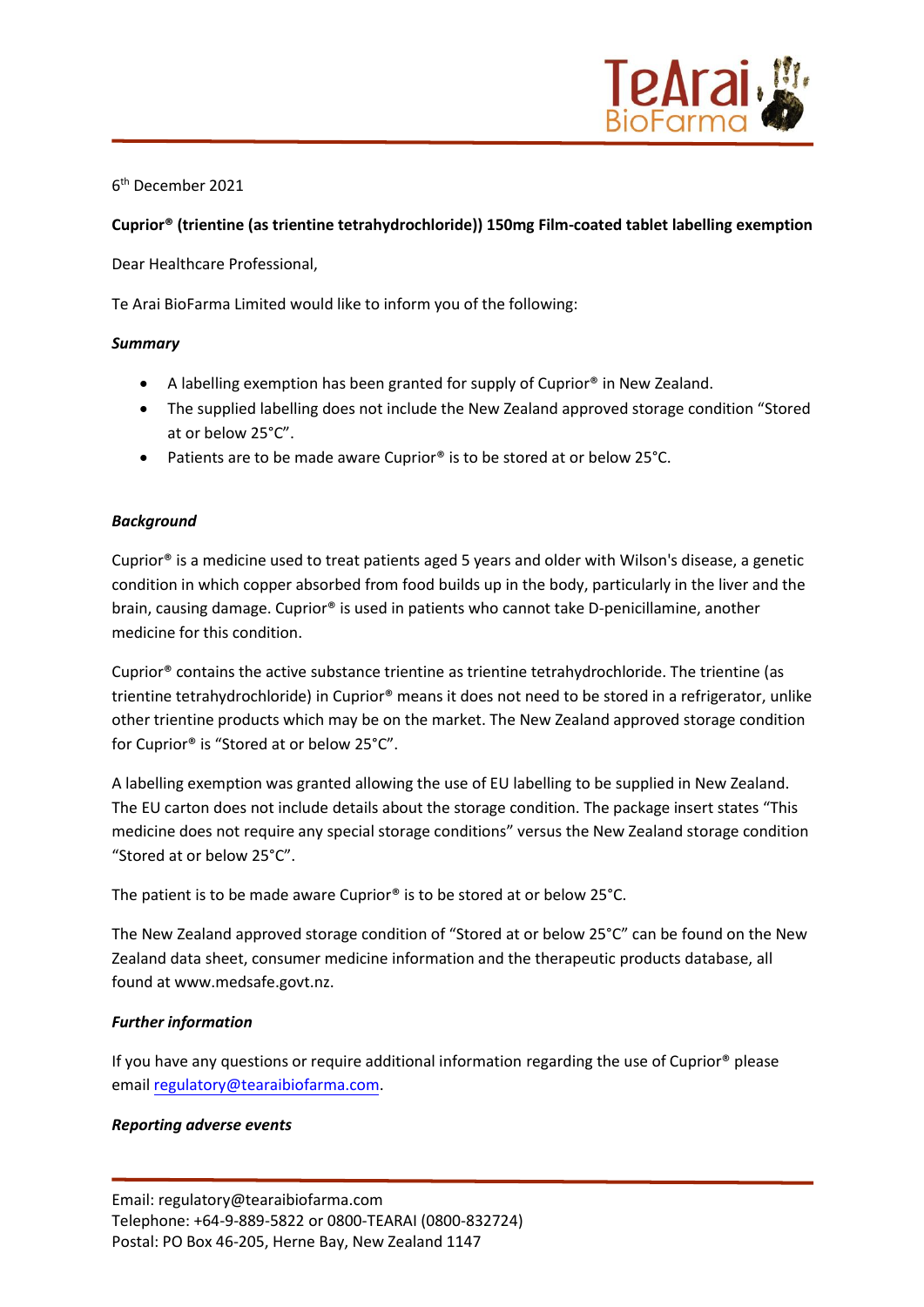6th December 2021

**Cuprior® (trientine (as trientine tetrahydrochloride)) 150mg Film-coated tablet labelling exemption**

Dear Healthcare Professional,

Te Arai BioFarma Limited would like to inform you of the following:

***Summary***

- A labelling exemption has been granted for supply of Cuprior® in New Zealand.
- The supplied labelling does not include the New Zealand approved storage condition "Stored at or below 25°C".
- Patients are to be made aware Cuprior® is to be stored at or below 25°C.

***Background***

Cuprior® is a medicine used to treat patients aged 5 years and older with Wilson's disease, a genetic condition in which copper absorbed from food builds up in the body, particularly in the liver and the brain, causing damage. Cuprior® is used in patients who cannot take D-penicillamine, another medicine for this condition.

Cuprior® contains the active substance trientine as trientine tetrahydrochloride. The trientine (as trientine tetrahydrochloride) in Cuprior® means it does not need to be stored in a refrigerator, unlike other trientine products which may be on the market. The New Zealand approved storage condition for Cuprior® is "Stored at or below 25°C".

A labelling exemption was granted allowing the use of EU labelling to be supplied in New Zealand. The EU carton does not include details about the storage condition. The package insert states "This medicine does not require any special storage conditions" versus the New Zealand storage condition "Stored at or below 25°C".

The patient is to be made aware Cuprior® is to be stored at or below 25°C.

The New Zealand approved storage condition of "Stored at or below 25°C" can be found on the New Zealand data sheet, consumer medicine information and the therapeutic products database, all found at www.medsafe.govt.nz.

***Further information***

If you have any questions or require additional information regarding the use of Cuprior® please email regulatory@tearaibiofarma.com.

***Reporting adverse events***

Email: regulatory@tearaibiofarma.com
Telephone: +64-9-889-5822 or 0800-TEARAI (0800-832724)
Postal: PO Box 46-205, Herne Bay, New Zealand 1147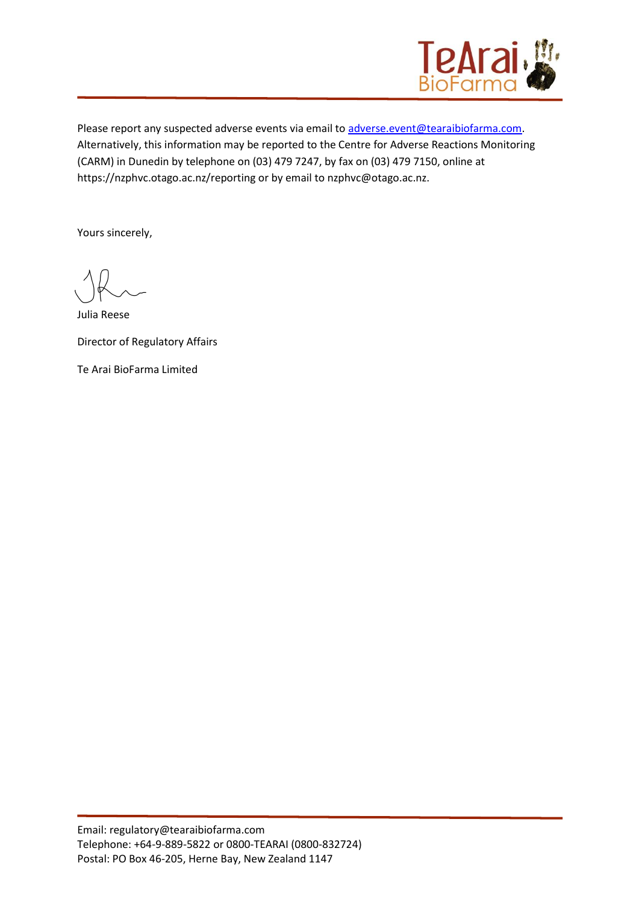Please report any suspected adverse events via email to adverse.event@tearaibiofarma.com. Alternatively, this information may be reported to the Centre for Adverse Reactions Monitoring (CARM) in Dunedin by telephone on (03) 479 7247, by fax on (03) 479 7150, online at https://nzphvc.otago.ac.nz/reporting or by email to nzphvc@otago.ac.nz.

Yours sincerely,

Julia Reese

Director of Regulatory Affairs

Te Arai BioFarma Limited

Email: regulatory@tearaibiofarma.com
Telephone: +64-9-889-5822 or 0800-TEARAI (0800-832724)
Postal: PO Box 46-205, Herne Bay, New Zealand 1147